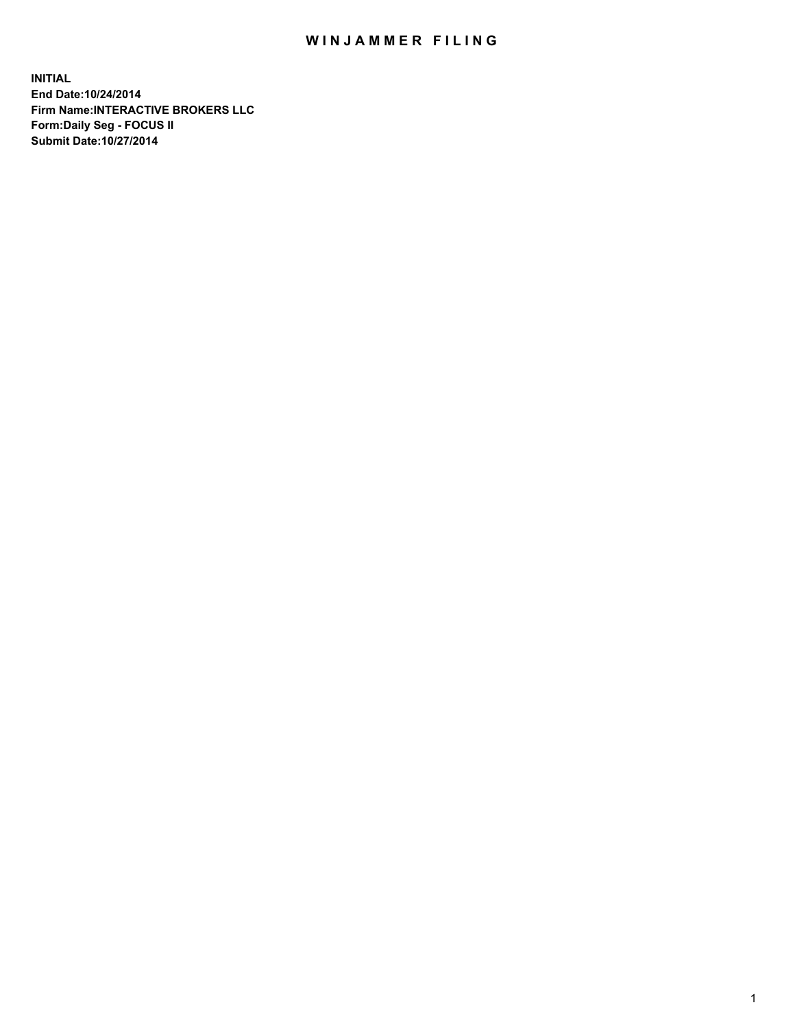# WINJAMMER FILING

**INITIAL**
**End Date:10/24/2014**
**Firm Name:INTERACTIVE BROKERS LLC**
**Form:Daily Seg - FOCUS II**
**Submit Date:10/27/2014**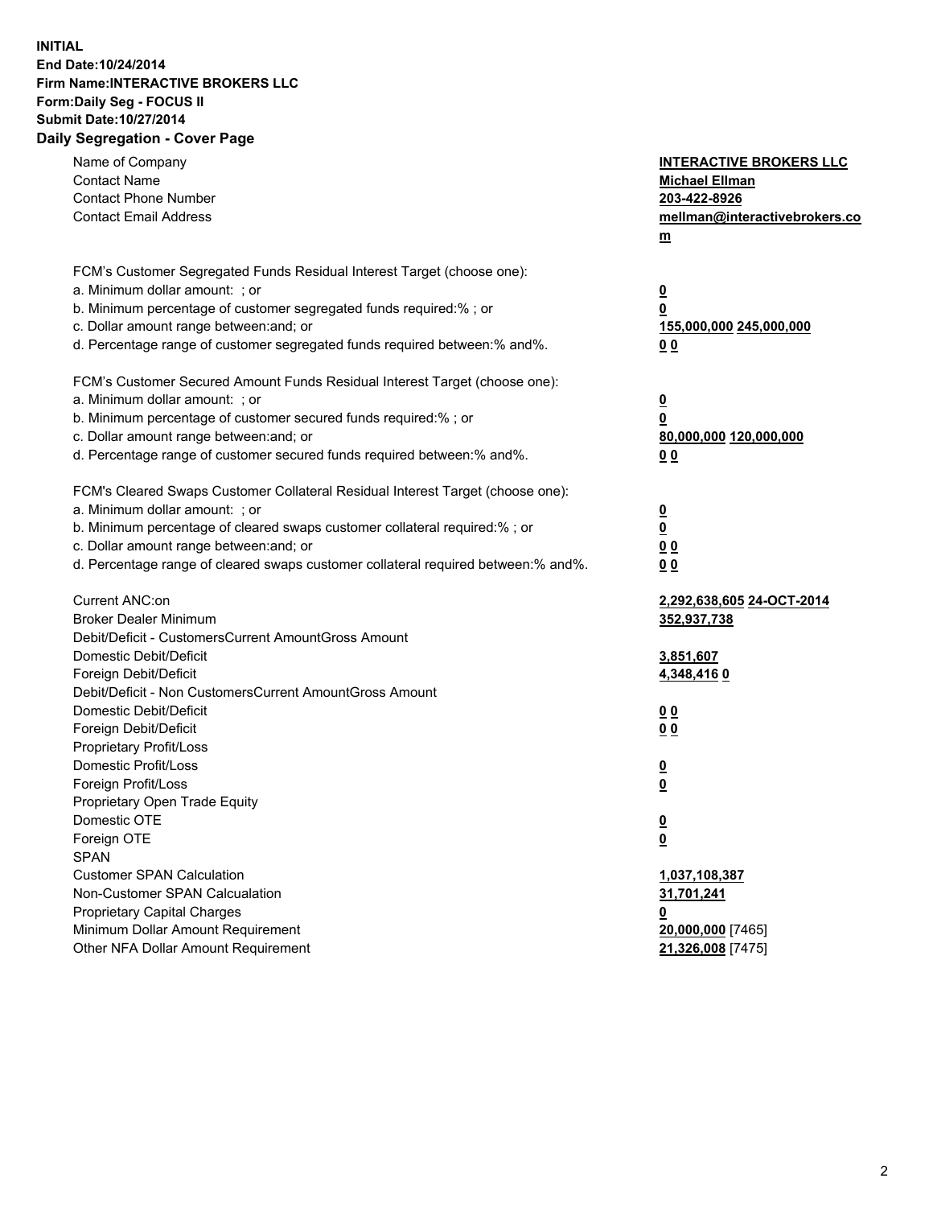**INITIAL**
**End Date:10/24/2014**
**Firm Name:INTERACTIVE BROKERS LLC**
**Form:Daily Seg - FOCUS II**
**Submit Date:10/27/2014**

## Daily Segregation - Cover Page

| | |
|---|---|
| Name of Company | **INTERACTIVE BROKERS LLC** |
| Contact Name | **Michael Ellman** |
| Contact Phone Number | **203-422-8926** |
| Contact Email Address | **mellman@interactivebrokers.com** |
| | |
| FCM's Customer Segregated Funds Residual Interest Target (choose one): | |
| a. Minimum dollar amount: ; or | **0** |
| b. Minimum percentage of customer segregated funds required:% ; or | **0** |
| c. Dollar amount range between:and; or | **155,000,000 245,000,000** |
| d. Percentage range of customer segregated funds required between:% and%. | **0 0** |
| | |
| FCM's Customer Secured Amount Funds Residual Interest Target (choose one): | |
| a. Minimum dollar amount: ; or | **0** |
| b. Minimum percentage of customer secured funds required:% ; or | **0** |
| c. Dollar amount range between:and; or | **80,000,000 120,000,000** |
| d. Percentage range of customer secured funds required between:% and%. | **0 0** |
| | |
| FCM's Cleared Swaps Customer Collateral Residual Interest Target (choose one): | |
| a. Minimum dollar amount: ; or | **0** |
| b. Minimum percentage of cleared swaps customer collateral required:% ; or | **0** |
| c. Dollar amount range between:and; or | **0 0** |
| d. Percentage range of cleared swaps customer collateral required between:% and%. | **0 0** |
| | |
| Current ANC:on | **2,292,638,605 24-OCT-2014** |
| Broker Dealer Minimum | **352,937,738** |
| Debit/Deficit - CustomersCurrent AmountGross Amount | |
| Domestic Debit/Deficit | **3,851,607** |
| Foreign Debit/Deficit | **4,348,416 0** |
| Debit/Deficit - Non CustomersCurrent AmountGross Amount | |
| Domestic Debit/Deficit | **0 0** |
| Foreign Debit/Deficit | **0 0** |
| Proprietary Profit/Loss | |
| Domestic Profit/Loss | **0** |
| Foreign Profit/Loss | **0** |
| Proprietary Open Trade Equity | |
| Domestic OTE | **0** |
| Foreign OTE | **0** |
| SPAN | |
| Customer SPAN Calculation | **1,037,108,387** |
| Non-Customer SPAN Calcualation | **31,701,241** |
| Proprietary Capital Charges | **0** |
| Minimum Dollar Amount Requirement | **20,000,000** [7465] |
| Other NFA Dollar Amount Requirement | **21,326,008** [7475] |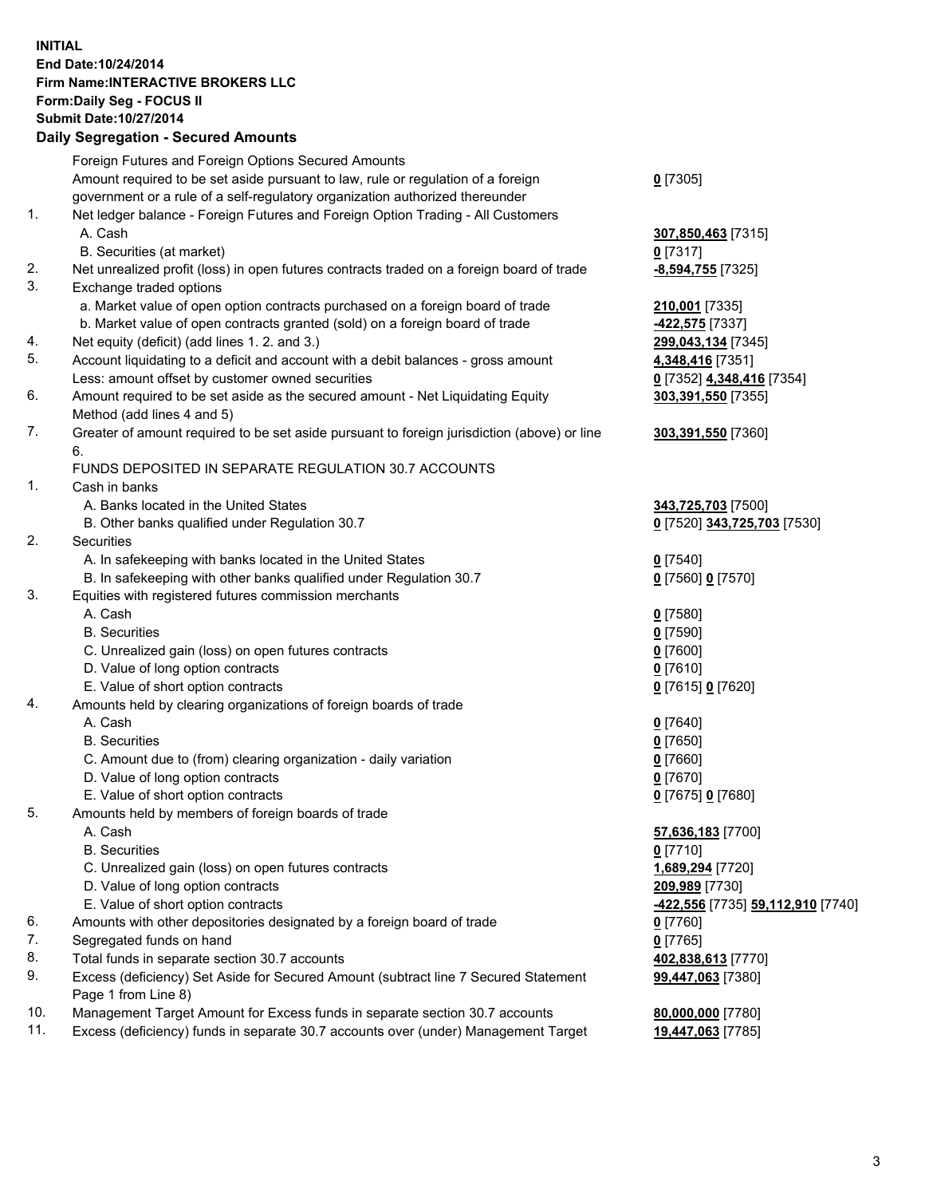**INITIAL**
**End Date:10/24/2014**
**Firm Name:INTERACTIVE BROKERS LLC**
**Form:Daily Seg - FOCUS II**
**Submit Date:10/27/2014**

## Daily Segregation - Secured Amounts

| | | |
|---|---|---|
| | Foreign Futures and Foreign Options Secured Amounts | |
| | Amount required to be set aside pursuant to law, rule or regulation of a foreign government or a rule of a self-regulatory organization authorized thereunder | **0** [7305] |
| 1. | Net ledger balance - Foreign Futures and Foreign Option Trading - All Customers | |
| | A. Cash | **307,850,463** [7315] |
| | B. Securities (at market) | **0** [7317] |
| 2. | Net unrealized profit (loss) in open futures contracts traded on a foreign board of trade | **-8,594,755** [7325] |
| 3. | Exchange traded options | |
| | a. Market value of open option contracts purchased on a foreign board of trade | **210,001** [7335] |
| | b. Market value of open contracts granted (sold) on a foreign board of trade | **-422,575** [7337] |
| 4. | Net equity (deficit) (add lines 1. 2. and 3.) | **299,043,134** [7345] |
| 5. | Account liquidating to a deficit and account with a debit balances - gross amount | **4,348,416** [7351] |
| | Less: amount offset by customer owned securities | **0** [7352] **4,348,416** [7354] |
| 6. | Amount required to be set aside as the secured amount - Net Liquidating Equity Method (add lines 4 and 5) | **303,391,550** [7355] |
| 7. | Greater of amount required to be set aside pursuant to foreign jurisdiction (above) or line 6. | **303,391,550** [7360] |
| | FUNDS DEPOSITED IN SEPARATE REGULATION 30.7 ACCOUNTS | |
| 1. | Cash in banks | |
| | A. Banks located in the United States | **343,725,703** [7500] |
| | B. Other banks qualified under Regulation 30.7 | **0** [7520] **343,725,703** [7530] |
| 2. | Securities | |
| | A. In safekeeping with banks located in the United States | **0** [7540] |
| | B. In safekeeping with other banks qualified under Regulation 30.7 | **0** [7560] **0** [7570] |
| 3. | Equities with registered futures commission merchants | |
| | A. Cash | **0** [7580] |
| | B. Securities | **0** [7590] |
| | C. Unrealized gain (loss) on open futures contracts | **0** [7600] |
| | D. Value of long option contracts | **0** [7610] |
| | E. Value of short option contracts | **0** [7615] **0** [7620] |
| 4. | Amounts held by clearing organizations of foreign boards of trade | |
| | A. Cash | **0** [7640] |
| | B. Securities | **0** [7650] |
| | C. Amount due to (from) clearing organization - daily variation | **0** [7660] |
| | D. Value of long option contracts | **0** [7670] |
| | E. Value of short option contracts | **0** [7675] **0** [7680] |
| 5. | Amounts held by members of foreign boards of trade | |
| | A. Cash | **57,636,183** [7700] |
| | B. Securities | **0** [7710] |
| | C. Unrealized gain (loss) on open futures contracts | **1,689,294** [7720] |
| | D. Value of long option contracts | **209,989** [7730] |
| | E. Value of short option contracts | **-422,556** [7735] **59,112,910** [7740] |
| 6. | Amounts with other depositories designated by a foreign board of trade | **0** [7760] |
| 7. | Segregated funds on hand | **0** [7765] |
| 8. | Total funds in separate section 30.7 accounts | **402,838,613** [7770] |
| 9. | Excess (deficiency) Set Aside for Secured Amount (subtract line 7 Secured Statement Page 1 from Line 8) | **99,447,063** [7380] |
| 10. | Management Target Amount for Excess funds in separate section 30.7 accounts | **80,000,000** [7780] |
| 11. | Excess (deficiency) funds in separate 30.7 accounts over (under) Management Target | **19,447,063** [7785] |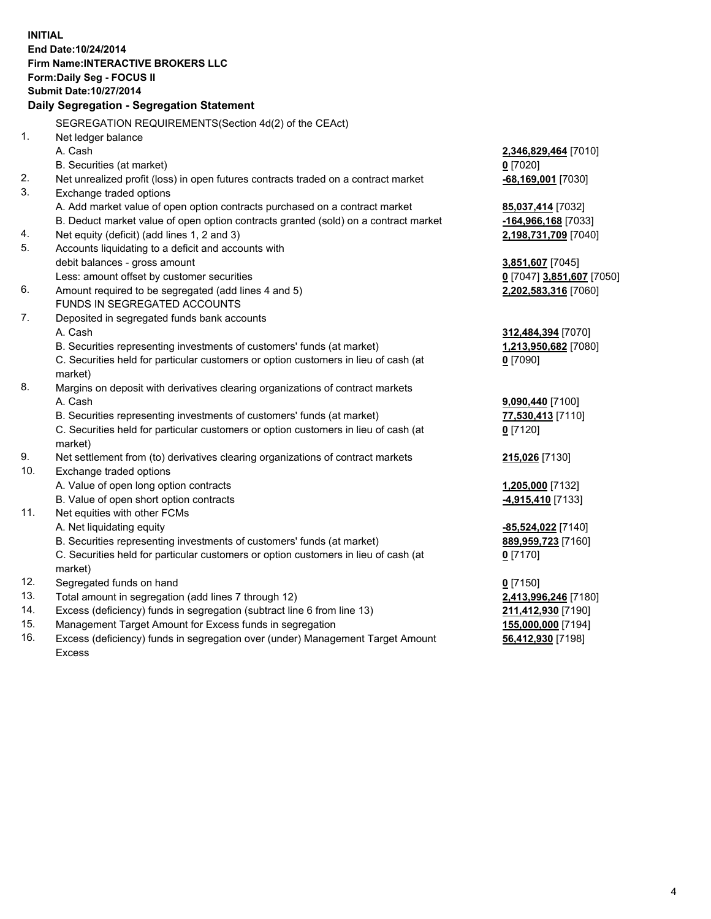**INITIAL**
**End Date:10/24/2014**
**Firm Name:INTERACTIVE BROKERS LLC**
**Form:Daily Seg - FOCUS II**
**Submit Date:10/27/2014**

## Daily Segregation - Segregation Statement

| | | |
|---|---|---|
| | SEGREGATION REQUIREMENTS(Section 4d(2) of the CEAct) | |
| 1. | Net ledger balance | |
| | A. Cash | **2,346,829,464** [7010] |
| | B. Securities (at market) | **0** [7020] |
| 2. | Net unrealized profit (loss) in open futures contracts traded on a contract market | **-68,169,001** [7030] |
| 3. | Exchange traded options | |
| | A. Add market value of open option contracts purchased on a contract market | **85,037,414** [7032] |
| | B. Deduct market value of open option contracts granted (sold) on a contract market | **-164,966,168** [7033] |
| 4. | Net equity (deficit) (add lines 1, 2 and 3) | **2,198,731,709** [7040] |
| 5. | Accounts liquidating to a deficit and accounts with debit balances - gross amount | **3,851,607** [7045] |
| | Less: amount offset by customer securities | **0** [7047] **3,851,607** [7050] |
| 6. | Amount required to be segregated (add lines 4 and 5) | **2,202,583,316** [7060] |
| | FUNDS IN SEGREGATED ACCOUNTS | |
| 7. | Deposited in segregated funds bank accounts | |
| | A. Cash | **312,484,394** [7070] |
| | B. Securities representing investments of customers' funds (at market) | **1,213,950,682** [7080] |
| | C. Securities held for particular customers or option customers in lieu of cash (at market) | **0** [7090] |
| 8. | Margins on deposit with derivatives clearing organizations of contract markets | |
| | A. Cash | **9,090,440** [7100] |
| | B. Securities representing investments of customers' funds (at market) | **77,530,413** [7110] |
| | C. Securities held for particular customers or option customers in lieu of cash (at market) | **0** [7120] |
| 9. | Net settlement from (to) derivatives clearing organizations of contract markets | **215,026** [7130] |
| 10. | Exchange traded options | |
| | A. Value of open long option contracts | **1,205,000** [7132] |
| | B. Value of open short option contracts | **-4,915,410** [7133] |
| 11. | Net equities with other FCMs | |
| | A. Net liquidating equity | **-85,524,022** [7140] |
| | B. Securities representing investments of customers' funds (at market) | **889,959,723** [7160] |
| | C. Securities held for particular customers or option customers in lieu of cash (at market) | **0** [7170] |
| 12. | Segregated funds on hand | **0** [7150] |
| 13. | Total amount in segregation (add lines 7 through 12) | **2,413,996,246** [7180] |
| 14. | Excess (deficiency) funds in segregation (subtract line 6 from line 13) | **211,412,930** [7190] |
| 15. | Management Target Amount for Excess funds in segregation | **155,000,000** [7194] |
| 16. | Excess (deficiency) funds in segregation over (under) Management Target Amount Excess | **56,412,930** [7198] |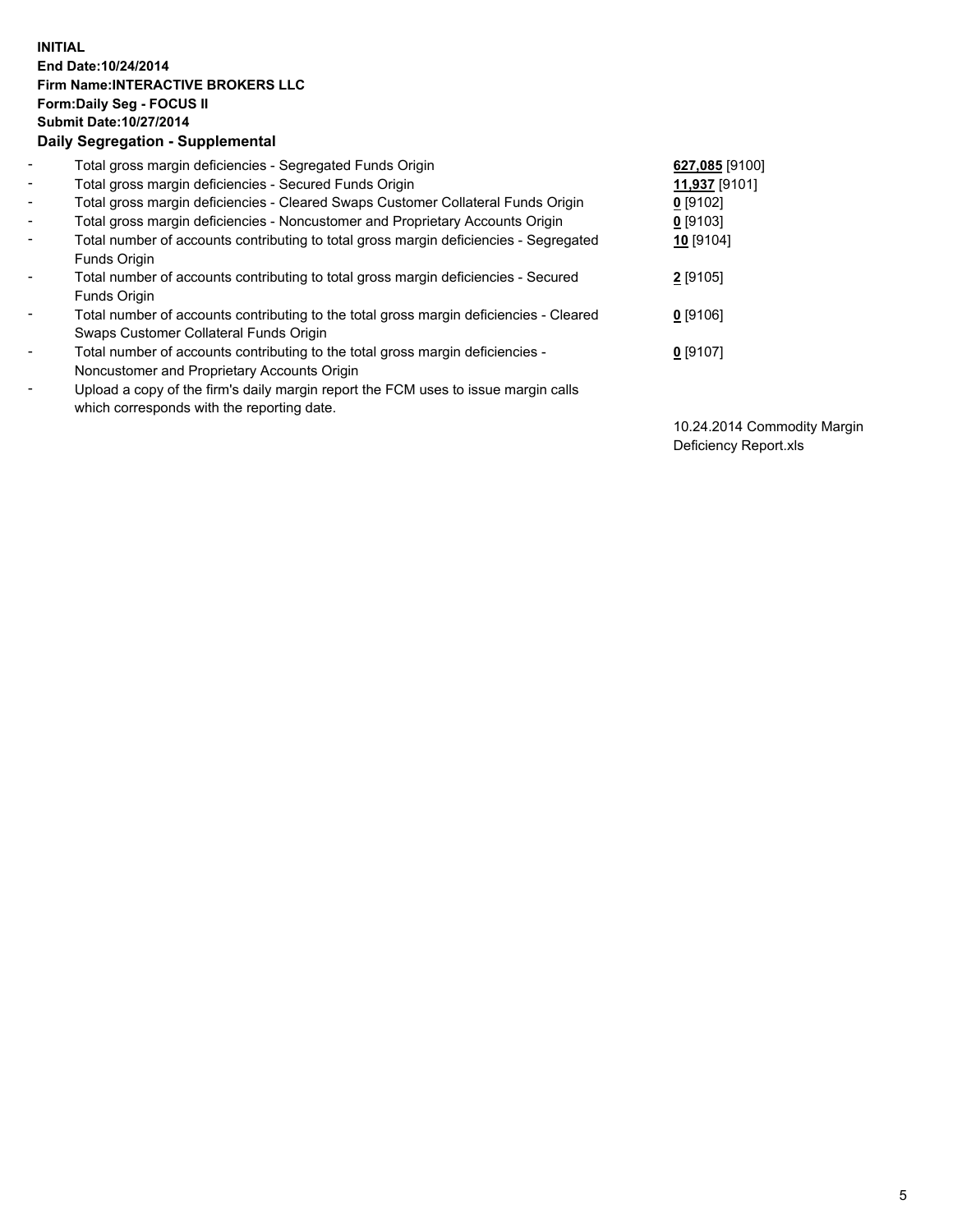**INITIAL**
**End Date:10/24/2014**
**Firm Name:INTERACTIVE BROKERS LLC**
**Form:Daily Seg - FOCUS II**
**Submit Date:10/27/2014**

**Daily Segregation - Supplemental**

| | | |
|---|---|---|
| - | Total gross margin deficiencies - Segregated Funds Origin | **627,085** [9100] |
| - | Total gross margin deficiencies - Secured Funds Origin | **11,937** [9101] |
| - | Total gross margin deficiencies - Cleared Swaps Customer Collateral Funds Origin | **0** [9102] |
| - | Total gross margin deficiencies - Noncustomer and Proprietary Accounts Origin | **0** [9103] |
| - | Total number of accounts contributing to total gross margin deficiencies - Segregated Funds Origin | **10** [9104] |
| - | Total number of accounts contributing to total gross margin deficiencies - Secured Funds Origin | **2** [9105] |
| - | Total number of accounts contributing to the total gross margin deficiencies - Cleared Swaps Customer Collateral Funds Origin | **0** [9106] |
| - | Total number of accounts contributing to the total gross margin deficiencies - Noncustomer and Proprietary Accounts Origin | **0** [9107] |
| - | Upload a copy of the firm's daily margin report the FCM uses to issue margin calls which corresponds with the reporting date. | 10.24.2014 Commodity Margin Deficiency Report.xls |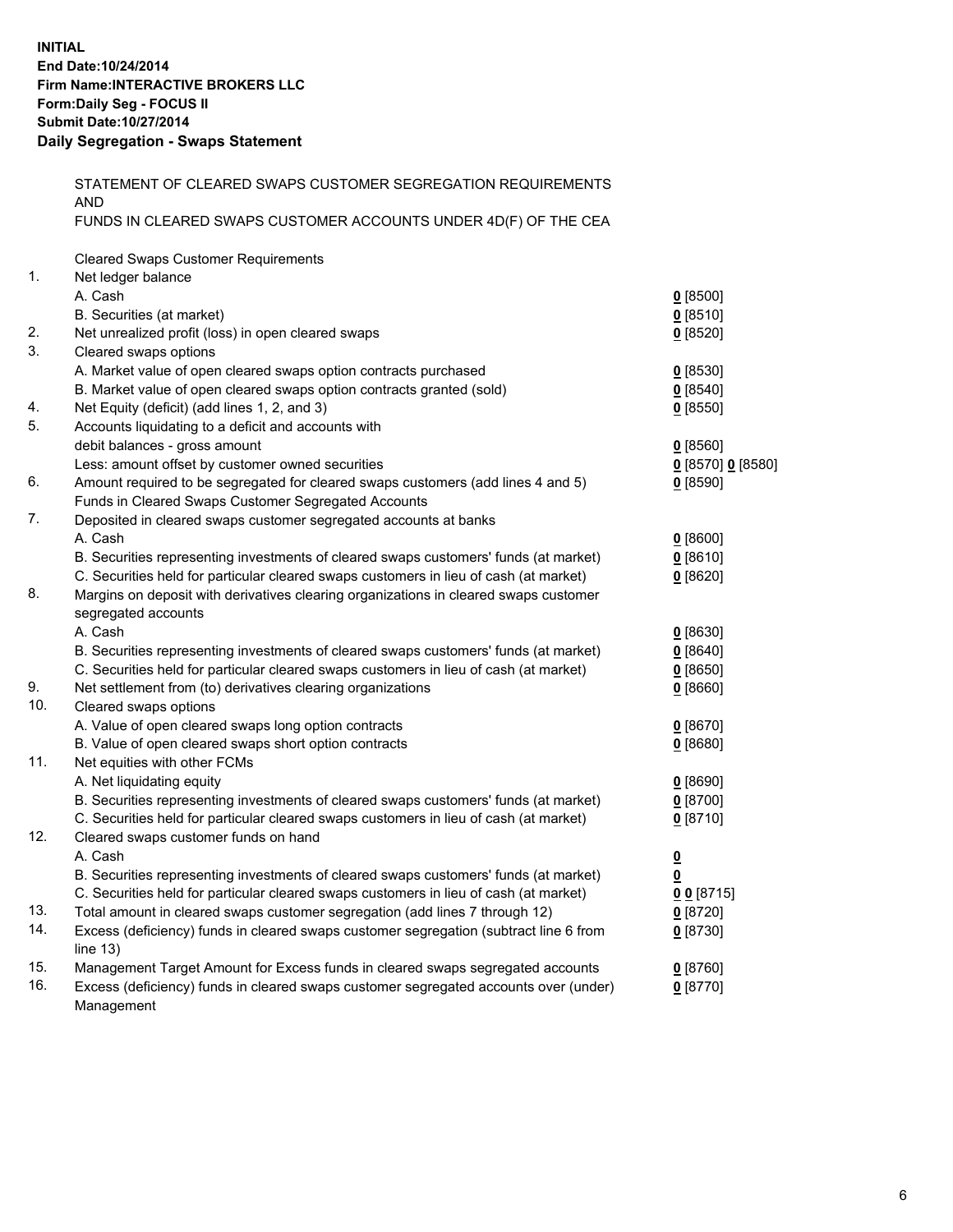**INITIAL**
**End Date:10/24/2014**
**Firm Name:INTERACTIVE BROKERS LLC**
**Form:Daily Seg - FOCUS II**
**Submit Date:10/27/2014**
**Daily Segregation - Swaps Statement**

STATEMENT OF CLEARED SWAPS CUSTOMER SEGREGATION REQUIREMENTS AND FUNDS IN CLEARED SWAPS CUSTOMER ACCOUNTS UNDER 4D(F) OF THE CEA

| | | |
|---|---|---|
| | Cleared Swaps Customer Requirements | |
| 1. | Net ledger balance | |
| | A. Cash | 0 [8500] |
| | B. Securities (at market) | 0 [8510] |
| 2. | Net unrealized profit (loss) in open cleared swaps | 0 [8520] |
| 3. | Cleared swaps options | |
| | A. Market value of open cleared swaps option contracts purchased | 0 [8530] |
| | B. Market value of open cleared swaps option contracts granted (sold) | 0 [8540] |
| 4. | Net Equity (deficit) (add lines 1, 2, and 3) | 0 [8550] |
| 5. | Accounts liquidating to a deficit and accounts with | |
| | debit balances - gross amount | 0 [8560] |
| | Less: amount offset by customer owned securities | 0 [8570] 0 [8580] |
| 6. | Amount required to be segregated for cleared swaps customers (add lines 4 and 5) | 0 [8590] |
| | Funds in Cleared Swaps Customer Segregated Accounts | |
| 7. | Deposited in cleared swaps customer segregated accounts at banks | |
| | A. Cash | 0 [8600] |
| | B. Securities representing investments of cleared swaps customers' funds (at market) | 0 [8610] |
| | C. Securities held for particular cleared swaps customers in lieu of cash (at market) | 0 [8620] |
| 8. | Margins on deposit with derivatives clearing organizations in cleared swaps customer segregated accounts | |
| | A. Cash | 0 [8630] |
| | B. Securities representing investments of cleared swaps customers' funds (at market) | 0 [8640] |
| | C. Securities held for particular cleared swaps customers in lieu of cash (at market) | 0 [8650] |
| 9. | Net settlement from (to) derivatives clearing organizations | 0 [8660] |
| 10. | Cleared swaps options | |
| | A. Value of open cleared swaps long option contracts | 0 [8670] |
| | B. Value of open cleared swaps short option contracts | 0 [8680] |
| 11. | Net equities with other FCMs | |
| | A. Net liquidating equity | 0 [8690] |
| | B. Securities representing investments of cleared swaps customers' funds (at market) | 0 [8700] |
| | C. Securities held for particular cleared swaps customers in lieu of cash (at market) | 0 [8710] |
| 12. | Cleared swaps customer funds on hand | |
| | A. Cash | 0 |
| | B. Securities representing investments of cleared swaps customers' funds (at market) | 0 |
| | C. Securities held for particular cleared swaps customers in lieu of cash (at market) | 0 0 [8715] |
| 13. | Total amount in cleared swaps customer segregation (add lines 7 through 12) | 0 [8720] |
| 14. | Excess (deficiency) funds in cleared swaps customer segregation (subtract line 6 from line 13) | 0 [8730] |
| 15. | Management Target Amount for Excess funds in cleared swaps segregated accounts | 0 [8760] |
| 16. | Excess (deficiency) funds in cleared swaps customer segregated accounts over (under) Management | 0 [8770] |